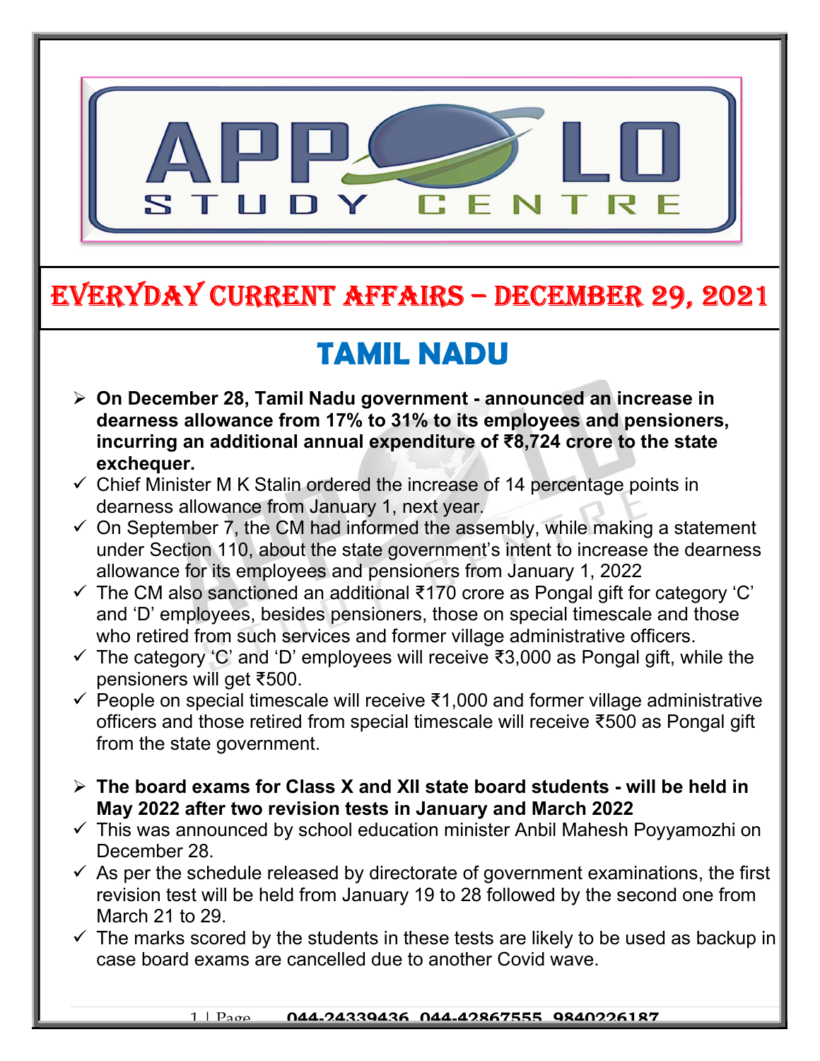# EVERYDAY CURRENT AFFAIRS – DECEMBER 29, 2021

## TAMIL NADU

- **On December 28, Tamil Nadu government - announced an increase in dearness allowance from 17% to 31% to its employees and pensioners, incurring an additional annual expenditure of ₹8,724 crore to the state exchequer.**
  - ✓ Chief Minister M K Stalin ordered the increase of 14 percentage points in dearness allowance from January 1, next year.
  - ✓ On September 7, the CM had informed the assembly, while making a statement under Section 110, about the state government's intent to increase the dearness allowance for its employees and pensioners from January 1, 2022
  - ✓ The CM also sanctioned an additional ₹170 crore as Pongal gift for category 'C' and 'D' employees, besides pensioners, those on special timescale and those who retired from such services and former village administrative officers.
  - ✓ The category 'C' and 'D' employees will receive ₹3,000 as Pongal gift, while the pensioners will get ₹500.
  - ✓ People on special timescale will receive ₹1,000 and former village administrative officers and those retired from special timescale will receive ₹500 as Pongal gift from the state government.

- **The board exams for Class X and XII state board students - will be held in May 2022 after two revision tests in January and March 2022**
  - ✓ This was announced by school education minister Anbil Mahesh Poyyamozhi on December 28.
  - ✓ As per the schedule released by directorate of government examinations, the first revision test will be held from January 19 to 28 followed by the second one from March 21 to 29.
  - ✓ The marks scored by the students in these tests are likely to be used as backup in case board exams are cancelled due to another Covid wave.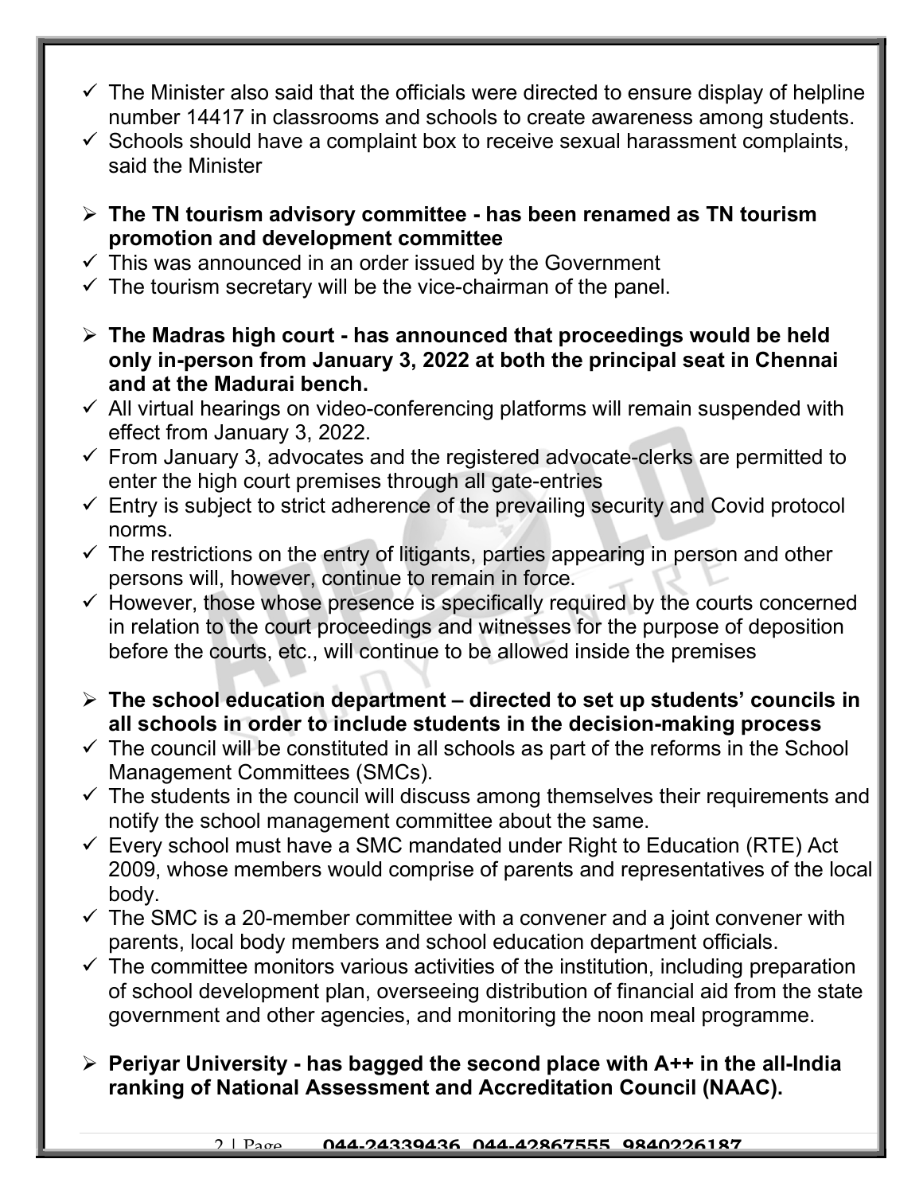- ✓ The Minister also said that the officials were directed to ensure display of helpline number 14417 in classrooms and schools to create awareness among students.
- ✓ Schools should have a complaint box to receive sexual harassment complaints, said the Minister

- ➢ **The TN tourism advisory committee - has been renamed as TN tourism promotion and development committee**
- ✓ This was announced in an order issued by the Government
- ✓ The tourism secretary will be the vice-chairman of the panel.

- ➢ **The Madras high court - has announced that proceedings would be held only in-person from January 3, 2022 at both the principal seat in Chennai and at the Madurai bench.**
- ✓ All virtual hearings on video-conferencing platforms will remain suspended with effect from January 3, 2022.
- ✓ From January 3, advocates and the registered advocate-clerks are permitted to enter the high court premises through all gate-entries
- ✓ Entry is subject to strict adherence of the prevailing security and Covid protocol norms.
- ✓ The restrictions on the entry of litigants, parties appearing in person and other persons will, however, continue to remain in force.
- ✓ However, those whose presence is specifically required by the courts concerned in relation to the court proceedings and witnesses for the purpose of deposition before the courts, etc., will continue to be allowed inside the premises

- ➢ **The school education department – directed to set up students' councils in all schools in order to include students in the decision-making process**
- ✓ The council will be constituted in all schools as part of the reforms in the School Management Committees (SMCs).
- ✓ The students in the council will discuss among themselves their requirements and notify the school management committee about the same.
- ✓ Every school must have a SMC mandated under Right to Education (RTE) Act 2009, whose members would comprise of parents and representatives of the local body.
- ✓ The SMC is a 20-member committee with a convener and a joint convener with parents, local body members and school education department officials.
- ✓ The committee monitors various activities of the institution, including preparation of school development plan, overseeing distribution of financial aid from the state government and other agencies, and monitoring the noon meal programme.

- ➢ **Periyar University - has bagged the second place with A++ in the all-India ranking of National Assessment and Accreditation Council (NAAC).**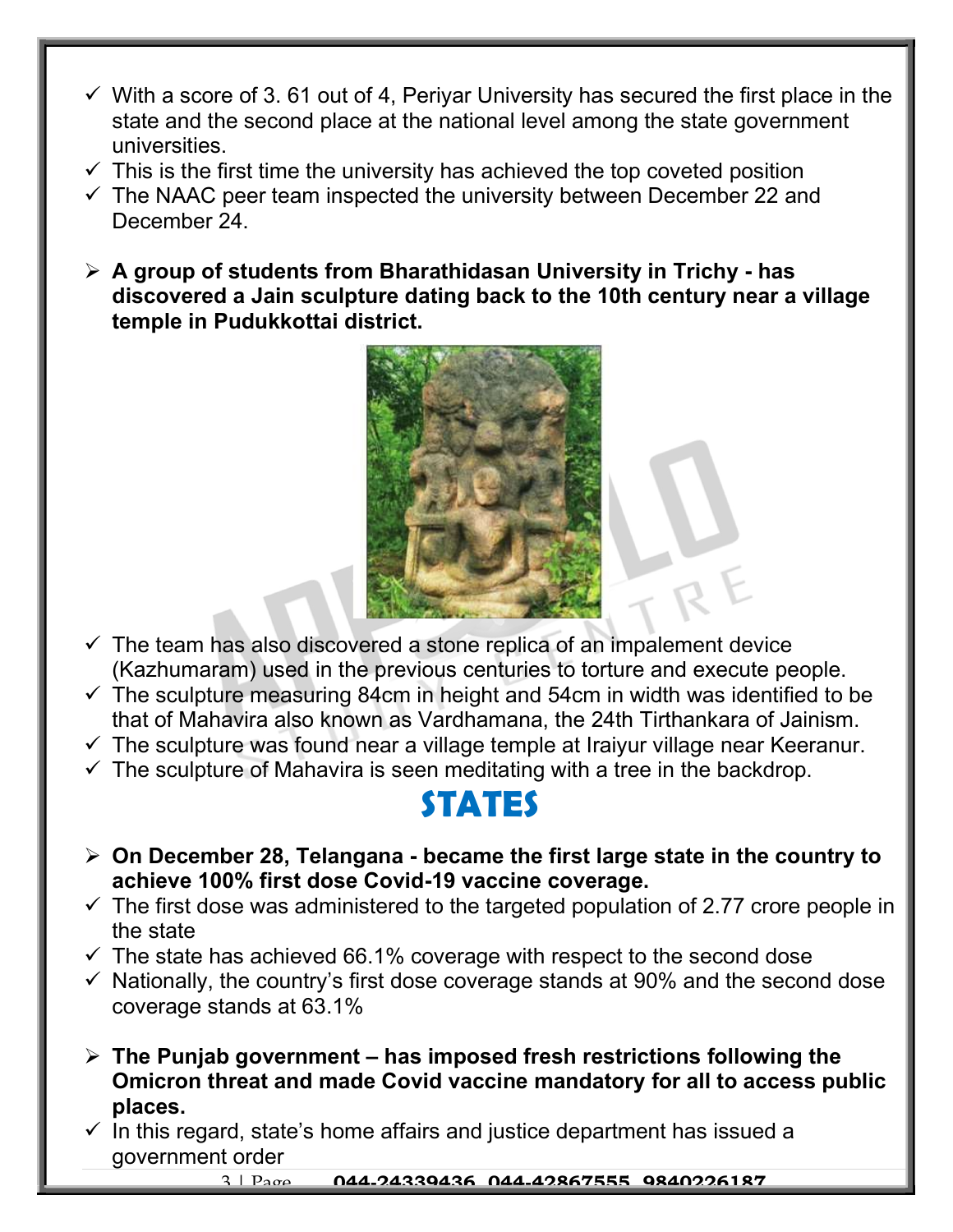- ✓ With a score of 3. 61 out of 4, Periyar University has secured the first place in the state and the second place at the national level among the state government universities.
- ✓ This is the first time the university has achieved the top coveted position
- ✓ The NAAC peer team inspected the university between December 22 and December 24.

➢ **A group of students from Bharathidasan University in Trichy - has discovered a Jain sculpture dating back to the 10th century near a village temple in Pudukkottai district.**

- ✓ The team has also discovered a stone replica of an impalement device (Kazhumaram) used in the previous centuries to torture and execute people.
- ✓ The sculpture measuring 84cm in height and 54cm in width was identified to be that of Mahavira also known as Vardhamana, the 24th Tirthankara of Jainism.
- ✓ The sculpture was found near a village temple at Iraiyur village near Keeranur.
- ✓ The sculpture of Mahavira is seen meditating with a tree in the backdrop.

# STATES

➢ **On December 28, Telangana - became the first large state in the country to achieve 100% first dose Covid-19 vaccine coverage.**

- ✓ The first dose was administered to the targeted population of 2.77 crore people in the state
- ✓ The state has achieved 66.1% coverage with respect to the second dose
- ✓ Nationally, the country's first dose coverage stands at 90% and the second dose coverage stands at 63.1%

➢ **The Punjab government – has imposed fresh restrictions following the Omicron threat and made Covid vaccine mandatory for all to access public places.**

- ✓ In this regard, state's home affairs and justice department has issued a government order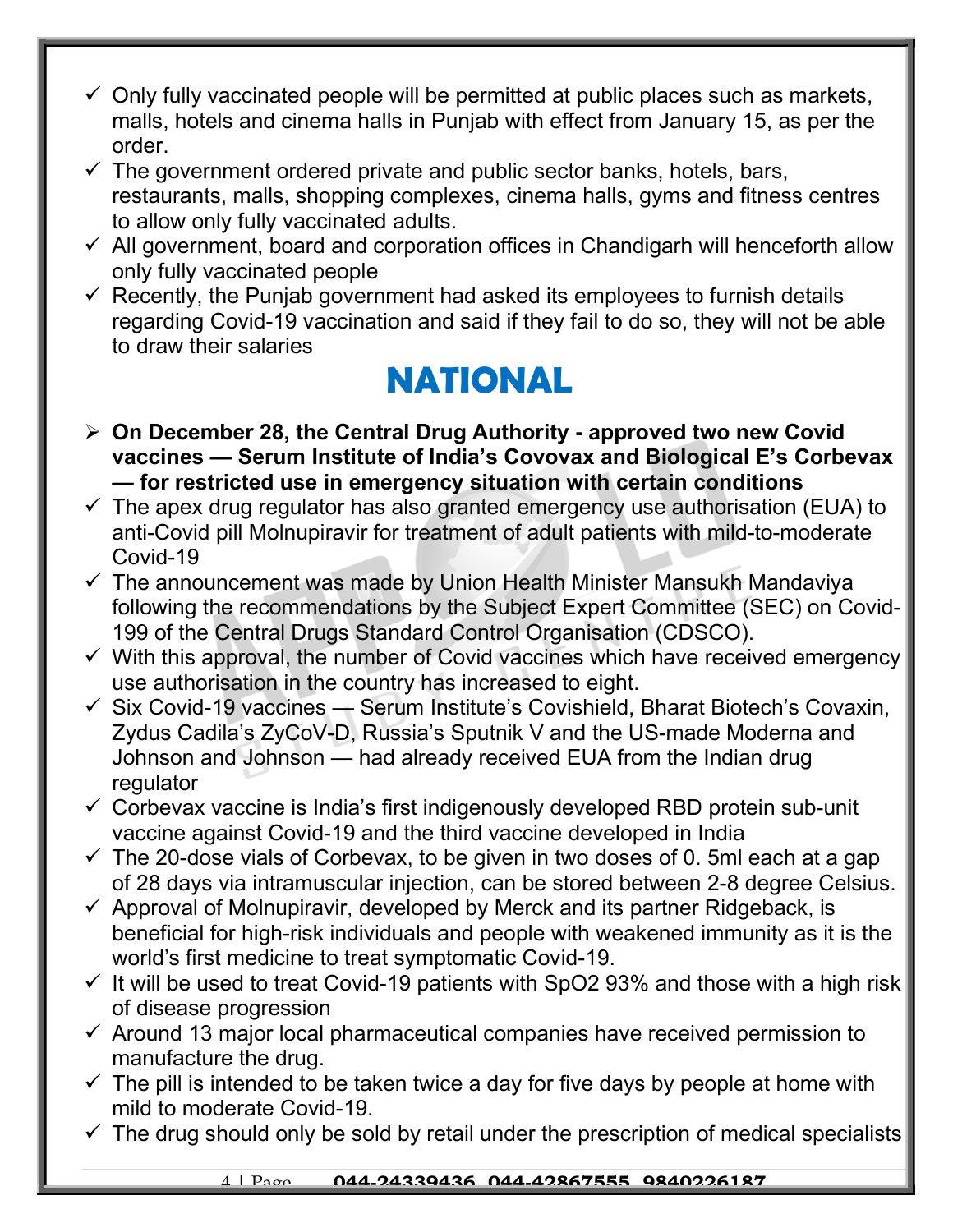- Only fully vaccinated people will be permitted at public places such as markets, malls, hotels and cinema halls in Punjab with effect from January 15, as per the order.
- The government ordered private and public sector banks, hotels, bars, restaurants, malls, shopping complexes, cinema halls, gyms and fitness centres to allow only fully vaccinated adults.
- All government, board and corporation offices in Chandigarh will henceforth allow only fully vaccinated people
- Recently, the Punjab government had asked its employees to furnish details regarding Covid-19 vaccination and said if they fail to do so, they will not be able to draw their salaries

# NATIONAL

- **On December 28, the Central Drug Authority - approved two new Covid vaccines — Serum Institute of India's Covovax and Biological E's Corbevax — for restricted use in emergency situation with certain conditions**
- The apex drug regulator has also granted emergency use authorisation (EUA) to anti-Covid pill Molnupiravir for treatment of adult patients with mild-to-moderate Covid-19
- The announcement was made by Union Health Minister Mansukh Mandaviya following the recommendations by the Subject Expert Committee (SEC) on Covid-199 of the Central Drugs Standard Control Organisation (CDSCO).
- With this approval, the number of Covid vaccines which have received emergency use authorisation in the country has increased to eight.
- Six Covid-19 vaccines — Serum Institute's Covishield, Bharat Biotech's Covaxin, Zydus Cadila's ZyCoV-D, Russia's Sputnik V and the US-made Moderna and Johnson and Johnson — had already received EUA from the Indian drug regulator
- Corbevax vaccine is India's first indigenously developed RBD protein sub-unit vaccine against Covid-19 and the third vaccine developed in India
- The 20-dose vials of Corbevax, to be given in two doses of 0. 5ml each at a gap of 28 days via intramuscular injection, can be stored between 2-8 degree Celsius.
- Approval of Molnupiravir, developed by Merck and its partner Ridgeback, is beneficial for high-risk individuals and people with weakened immunity as it is the world's first medicine to treat symptomatic Covid-19.
- It will be used to treat Covid-19 patients with SpO2 93% and those with a high risk of disease progression
- Around 13 major local pharmaceutical companies have received permission to manufacture the drug.
- The pill is intended to be taken twice a day for five days by people at home with mild to moderate Covid-19.
- The drug should only be sold by retail under the prescription of medical specialists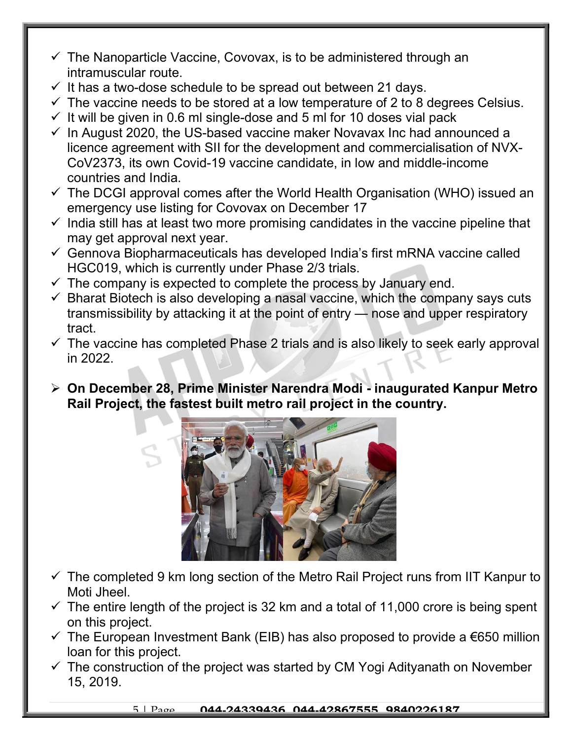- ✓ The Nanoparticle Vaccine, Covovax, is to be administered through an intramuscular route.
- ✓ It has a two-dose schedule to be spread out between 21 days.
- ✓ The vaccine needs to be stored at a low temperature of 2 to 8 degrees Celsius.
- ✓ It will be given in 0.6 ml single-dose and 5 ml for 10 doses vial pack
- ✓ In August 2020, the US-based vaccine maker Novavax Inc had announced a licence agreement with SII for the development and commercialisation of NVX-CoV2373, its own Covid-19 vaccine candidate, in low and middle-income countries and India.
- ✓ The DCGI approval comes after the World Health Organisation (WHO) issued an emergency use listing for Covovax on December 17
- ✓ India still has at least two more promising candidates in the vaccine pipeline that may get approval next year.
- ✓ Gennova Biopharmaceuticals has developed India's first mRNA vaccine called HGC019, which is currently under Phase 2/3 trials.
- ✓ The company is expected to complete the process by January end.
- ✓ Bharat Biotech is also developing a nasal vaccine, which the company says cuts transmissibility by attacking it at the point of entry — nose and upper respiratory tract.
- ✓ The vaccine has completed Phase 2 trials and is also likely to seek early approval in 2022.

➢ **On December 28, Prime Minister Narendra Modi - inaugurated Kanpur Metro Rail Project, the fastest built metro rail project in the country.**

- ✓ The completed 9 km long section of the Metro Rail Project runs from IIT Kanpur to Moti Jheel.
- ✓ The entire length of the project is 32 km and a total of 11,000 crore is being spent on this project.
- ✓ The European Investment Bank (EIB) has also proposed to provide a €650 million loan for this project.
- ✓ The construction of the project was started by CM Yogi Adityanath on November 15, 2019.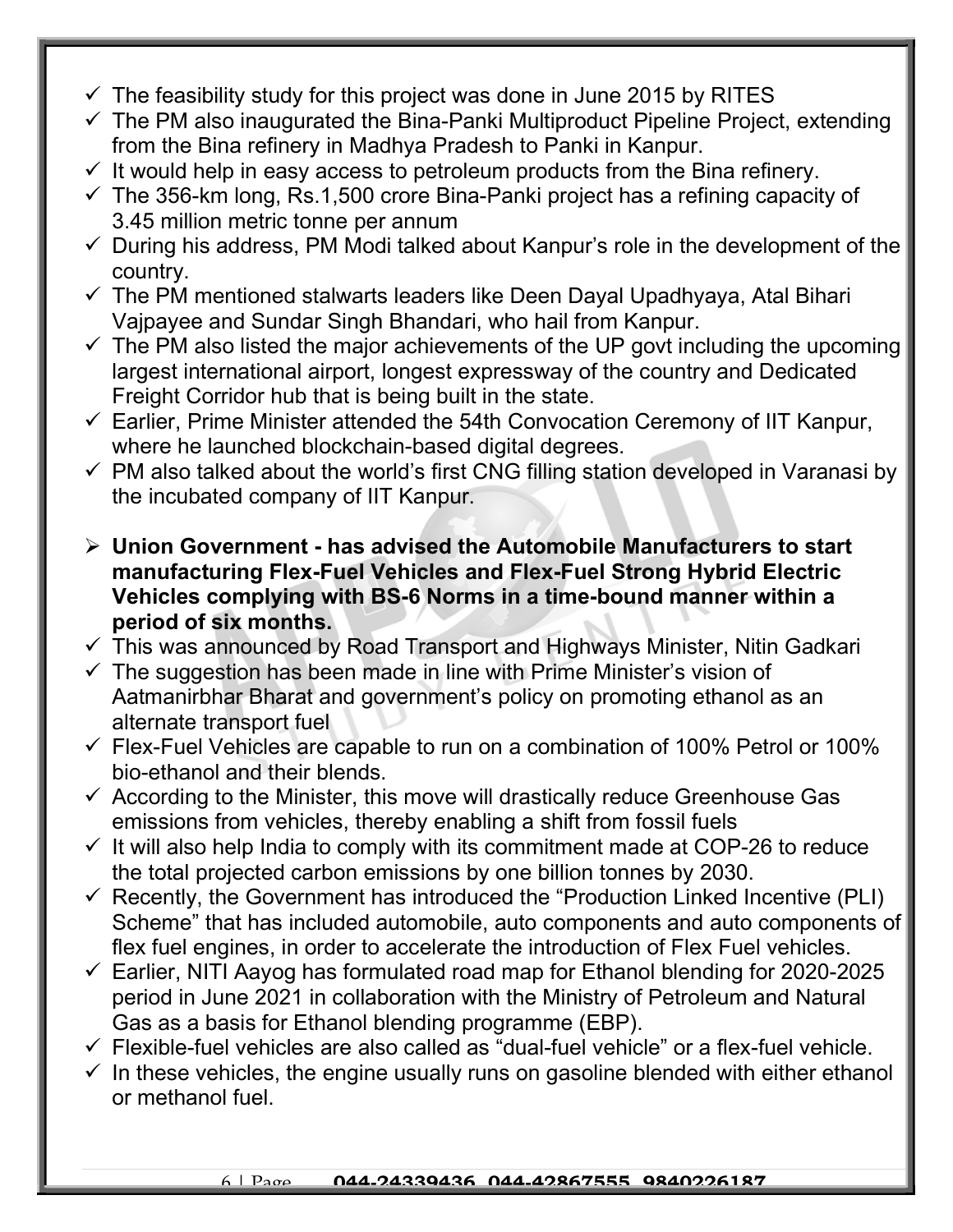- The feasibility study for this project was done in June 2015 by RITES
- The PM also inaugurated the Bina-Panki Multiproduct Pipeline Project, extending from the Bina refinery in Madhya Pradesh to Panki in Kanpur.
- It would help in easy access to petroleum products from the Bina refinery.
- The 356-km long, Rs.1,500 crore Bina-Panki project has a refining capacity of 3.45 million metric tonne per annum
- During his address, PM Modi talked about Kanpur's role in the development of the country.
- The PM mentioned stalwarts leaders like Deen Dayal Upadhyaya, Atal Bihari Vajpayee and Sundar Singh Bhandari, who hail from Kanpur.
- The PM also listed the major achievements of the UP govt including the upcoming largest international airport, longest expressway of the country and Dedicated Freight Corridor hub that is being built in the state.
- Earlier, Prime Minister attended the 54th Convocation Ceremony of IIT Kanpur, where he launched blockchain-based digital degrees.
- PM also talked about the world's first CNG filling station developed in Varanasi by the incubated company of IIT Kanpur.

- **Union Government - has advised the Automobile Manufacturers to start manufacturing Flex-Fuel Vehicles and Flex-Fuel Strong Hybrid Electric Vehicles complying with BS-6 Norms in a time-bound manner within a period of six months.**
- This was announced by Road Transport and Highways Minister, Nitin Gadkari
- The suggestion has been made in line with Prime Minister's vision of Aatmanirbhar Bharat and government's policy on promoting ethanol as an alternate transport fuel
- Flex-Fuel Vehicles are capable to run on a combination of 100% Petrol or 100% bio-ethanol and their blends.
- According to the Minister, this move will drastically reduce Greenhouse Gas emissions from vehicles, thereby enabling a shift from fossil fuels
- It will also help India to comply with its commitment made at COP-26 to reduce the total projected carbon emissions by one billion tonnes by 2030.
- Recently, the Government has introduced the "Production Linked Incentive (PLI) Scheme" that has included automobile, auto components and auto components of flex fuel engines, in order to accelerate the introduction of Flex Fuel vehicles.
- Earlier, NITI Aayog has formulated road map for Ethanol blending for 2020-2025 period in June 2021 in collaboration with the Ministry of Petroleum and Natural Gas as a basis for Ethanol blending programme (EBP).
- Flexible-fuel vehicles are also called as "dual-fuel vehicle" or a flex-fuel vehicle.
- In these vehicles, the engine usually runs on gasoline blended with either ethanol or methanol fuel.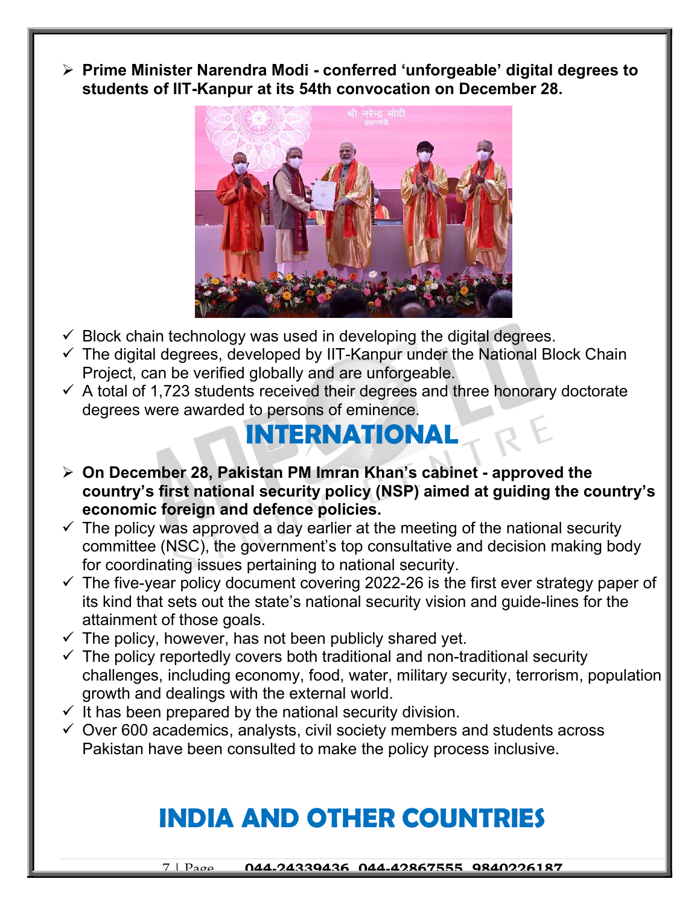- **Prime Minister Narendra Modi - conferred 'unforgeable' digital degrees to students of IIT-Kanpur at its 54th convocation on December 28.**

- ✓ Block chain technology was used in developing the digital degrees.
- ✓ The digital degrees, developed by IIT-Kanpur under the National Block Chain Project, can be verified globally and are unforgeable.
- ✓ A total of 1,723 students received their degrees and three honorary doctorate degrees were awarded to persons of eminence.

# INTERNATIONAL

- **On December 28, Pakistan PM Imran Khan's cabinet - approved the country's first national security policy (NSP) aimed at guiding the country's economic foreign and defence policies.**
- ✓ The policy was approved a day earlier at the meeting of the national security committee (NSC), the government's top consultative and decision making body for coordinating issues pertaining to national security.
- ✓ The five-year policy document covering 2022-26 is the first ever strategy paper of its kind that sets out the state's national security vision and guide-lines for the attainment of those goals.
- ✓ The policy, however, has not been publicly shared yet.
- ✓ The policy reportedly covers both traditional and non-traditional security challenges, including economy, food, water, military security, terrorism, population growth and dealings with the external world.
- ✓ It has been prepared by the national security division.
- ✓ Over 600 academics, analysts, civil society members and students across Pakistan have been consulted to make the policy process inclusive.

# INDIA AND OTHER COUNTRIES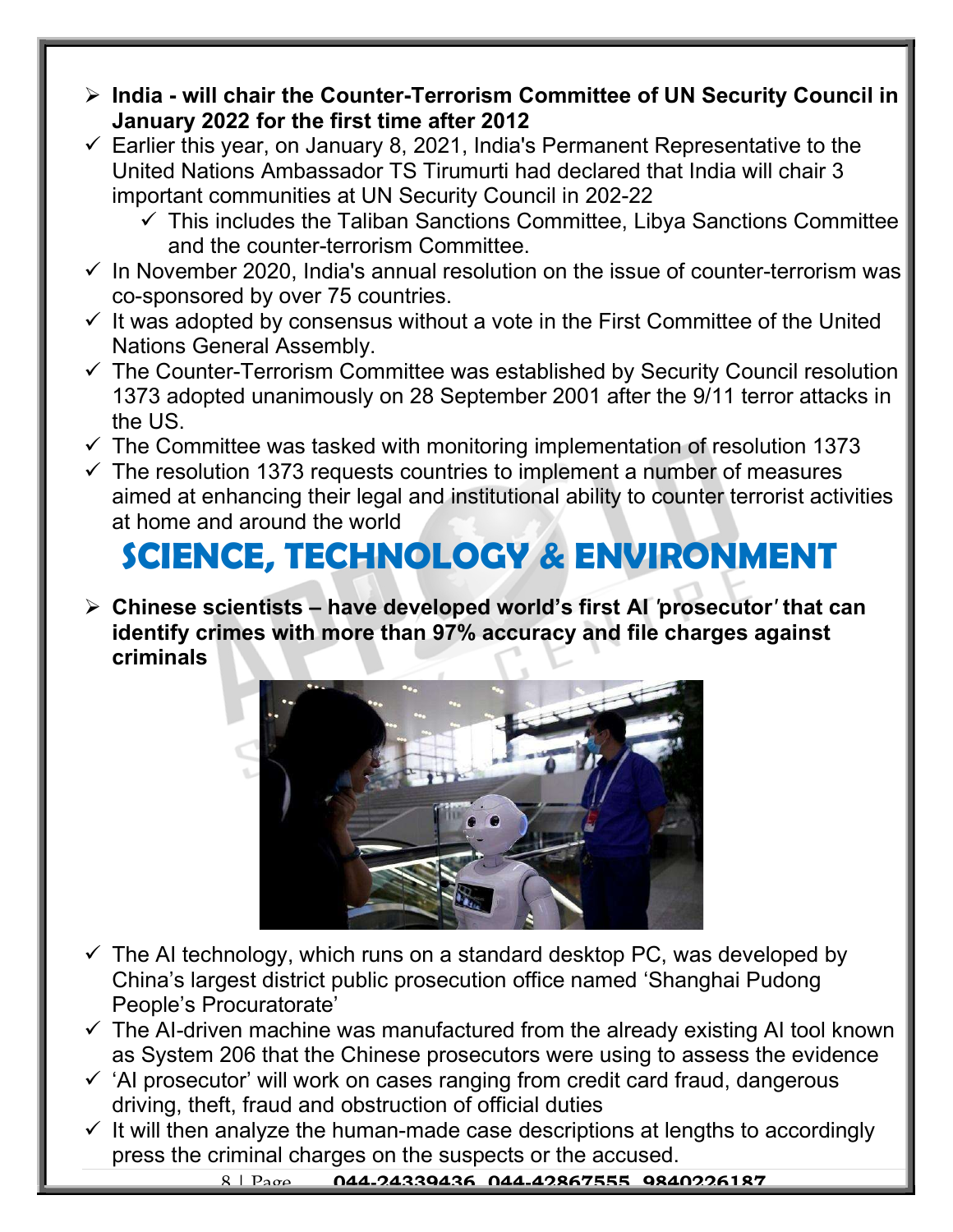- **India - will chair the Counter-Terrorism Committee of UN Security Council in January 2022 for the first time after 2012**
- Earlier this year, on January 8, 2021, India's Permanent Representative to the United Nations Ambassador TS Tirumurti had declared that India will chair 3 important communities at UN Security Council in 202-22
  - This includes the Taliban Sanctions Committee, Libya Sanctions Committee and the counter-terrorism Committee.
- In November 2020, India's annual resolution on the issue of counter-terrorism was co-sponsored by over 75 countries.
- It was adopted by consensus without a vote in the First Committee of the United Nations General Assembly.
- The Counter-Terrorism Committee was established by Security Council resolution 1373 adopted unanimously on 28 September 2001 after the 9/11 terror attacks in the US.
- The Committee was tasked with monitoring implementation of resolution 1373
- The resolution 1373 requests countries to implement a number of measures aimed at enhancing their legal and institutional ability to counter terrorist activities at home and around the world

# SCIENCE, TECHNOLOGY & ENVIRONMENT

- **Chinese scientists – have developed world's first AI 'prosecutor' that can identify crimes with more than 97% accuracy and file charges against criminals**
- The AI technology, which runs on a standard desktop PC, was developed by China's largest district public prosecution office named 'Shanghai Pudong People's Procuratorate'
- The AI-driven machine was manufactured from the already existing AI tool known as System 206 that the Chinese prosecutors were using to assess the evidence
- 'AI prosecutor' will work on cases ranging from credit card fraud, dangerous driving, theft, fraud and obstruction of official duties
- It will then analyze the human-made case descriptions at lengths to accordingly press the criminal charges on the suspects or the accused.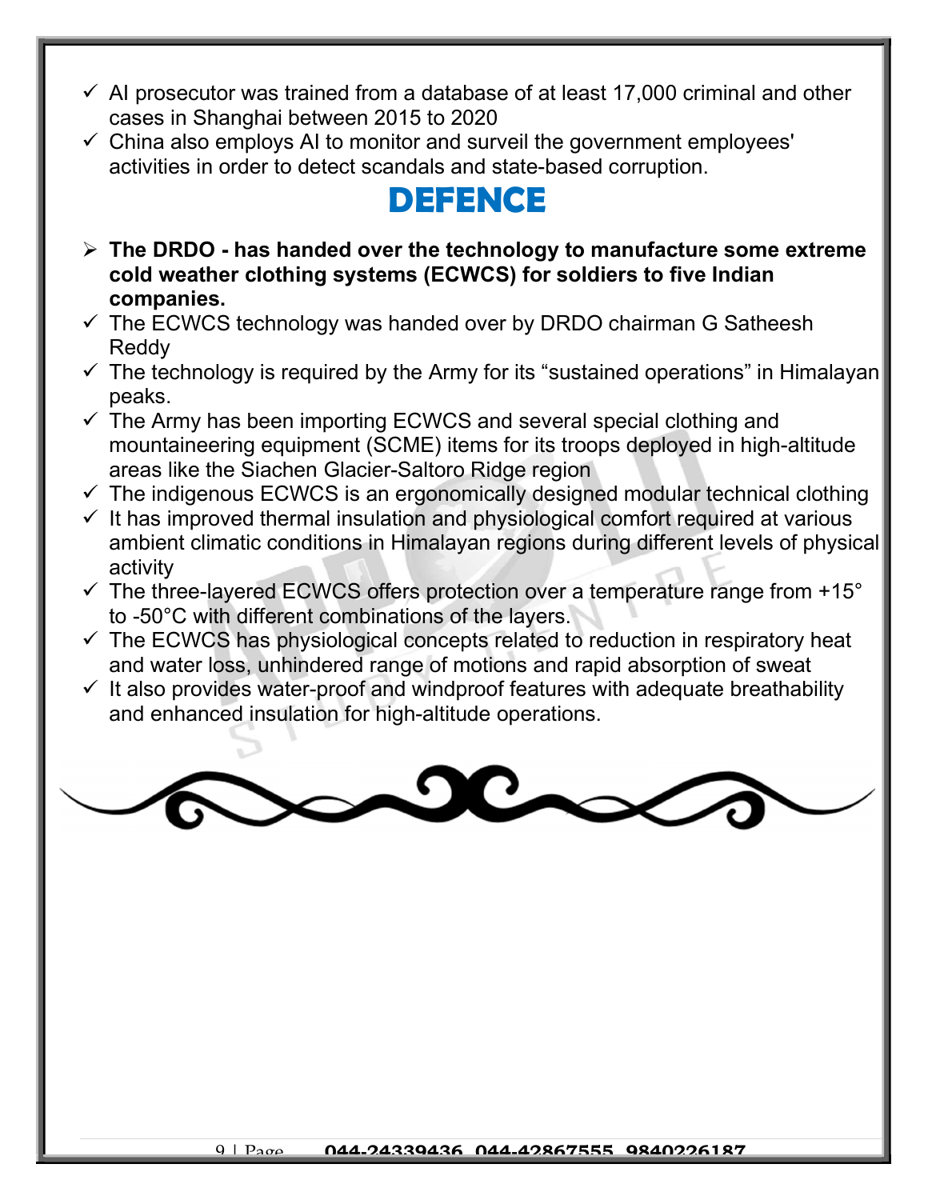- ✓ AI prosecutor was trained from a database of at least 17,000 criminal and other cases in Shanghai between 2015 to 2020
- ✓ China also employs AI to monitor and surveil the government employees' activities in order to detect scandals and state-based corruption.

## DEFENCE

- **The DRDO - has handed over the technology to manufacture some extreme cold weather clothing systems (ECWCS) for soldiers to five Indian companies.**
- ✓ The ECWCS technology was handed over by DRDO chairman G Satheesh Reddy
- ✓ The technology is required by the Army for its "sustained operations" in Himalayan peaks.
- ✓ The Army has been importing ECWCS and several special clothing and mountaineering equipment (SCME) items for its troops deployed in high-altitude areas like the Siachen Glacier-Saltoro Ridge region
- ✓ The indigenous ECWCS is an ergonomically designed modular technical clothing
- ✓ It has improved thermal insulation and physiological comfort required at various ambient climatic conditions in Himalayan regions during different levels of physical activity
- ✓ The three-layered ECWCS offers protection over a temperature range from +15° to -50°C with different combinations of the layers.
- ✓ The ECWCS has physiological concepts related to reduction in respiratory heat and water loss, unhindered range of motions and rapid absorption of sweat
- ✓ It also provides water-proof and windproof features with adequate breathability and enhanced insulation for high-altitude operations.